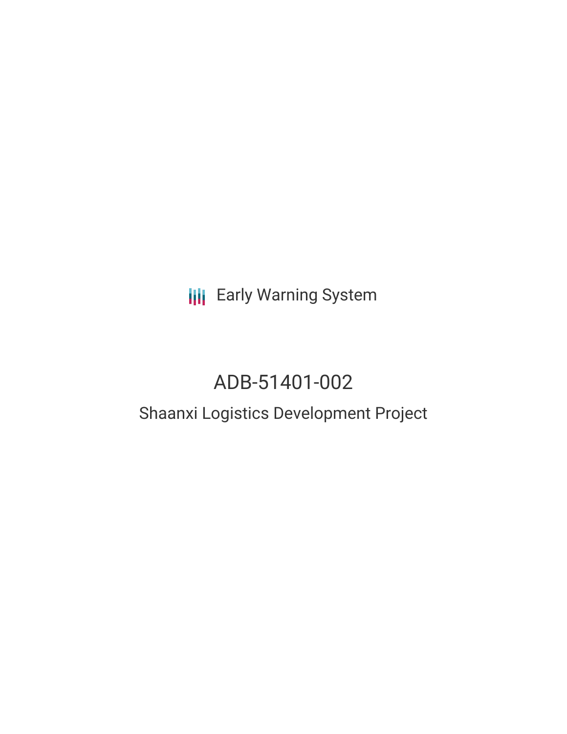Early Warning System

# ADB-51401-002

## Shaanxi Logistics Development Project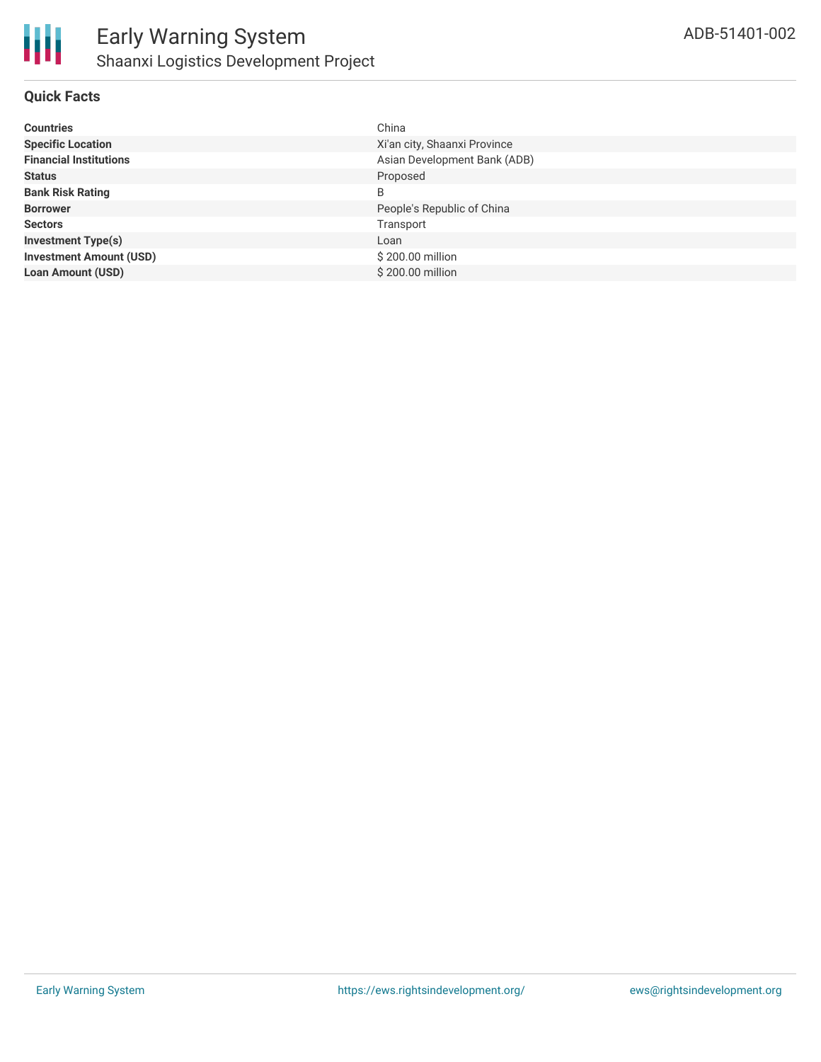# Early Warning System
## Shaanxi Logistics Development Project

ADB-51401-002

### Quick Facts

| | |
|---|---|
| **Countries** | China |
| **Specific Location** | Xi'an city, Shaanxi Province |
| **Financial Institutions** | Asian Development Bank (ADB) |
| **Status** | Proposed |
| **Bank Risk Rating** | B |
| **Borrower** | People's Republic of China |
| **Sectors** | Transport |
| **Investment Type(s)** | Loan |
| **Investment Amount (USD)** | $ 200.00 million |
| **Loan Amount (USD)** | $ 200.00 million |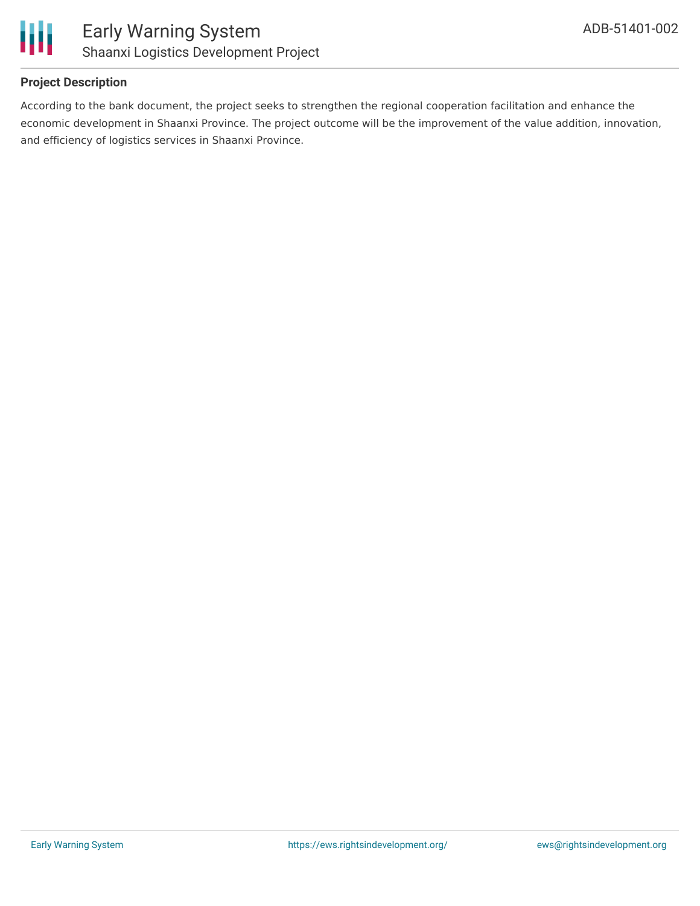**Project Description**

According to the bank document, the project seeks to strengthen the regional cooperation facilitation and enhance the economic development in Shaanxi Province. The project outcome will be the improvement of the value addition, innovation, and efficiency of logistics services in Shaanxi Province.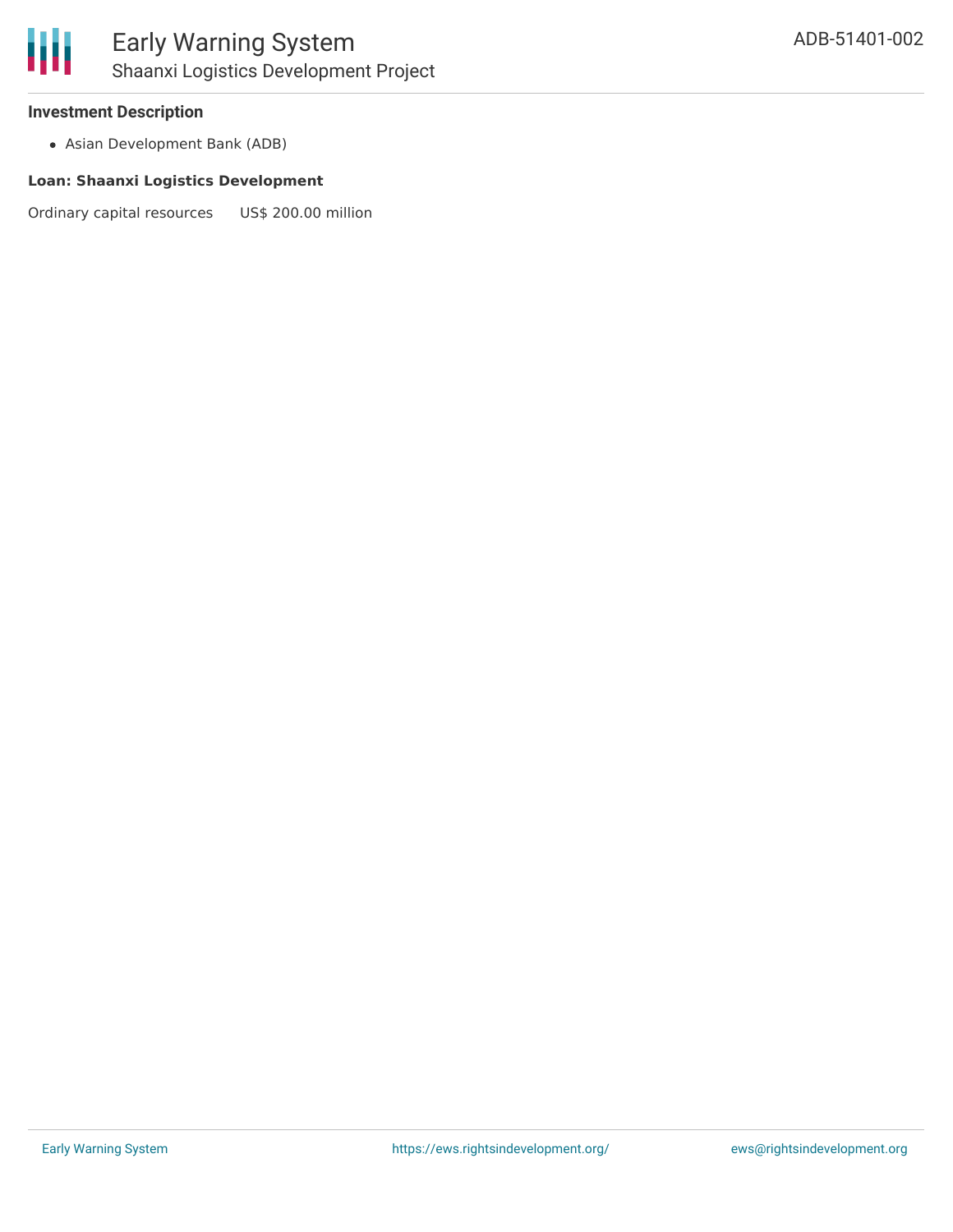### Investment Description

- Asian Development Bank (ADB)

**Loan: Shaanxi Logistics Development**

Ordinary capital resources US$ 200.00 million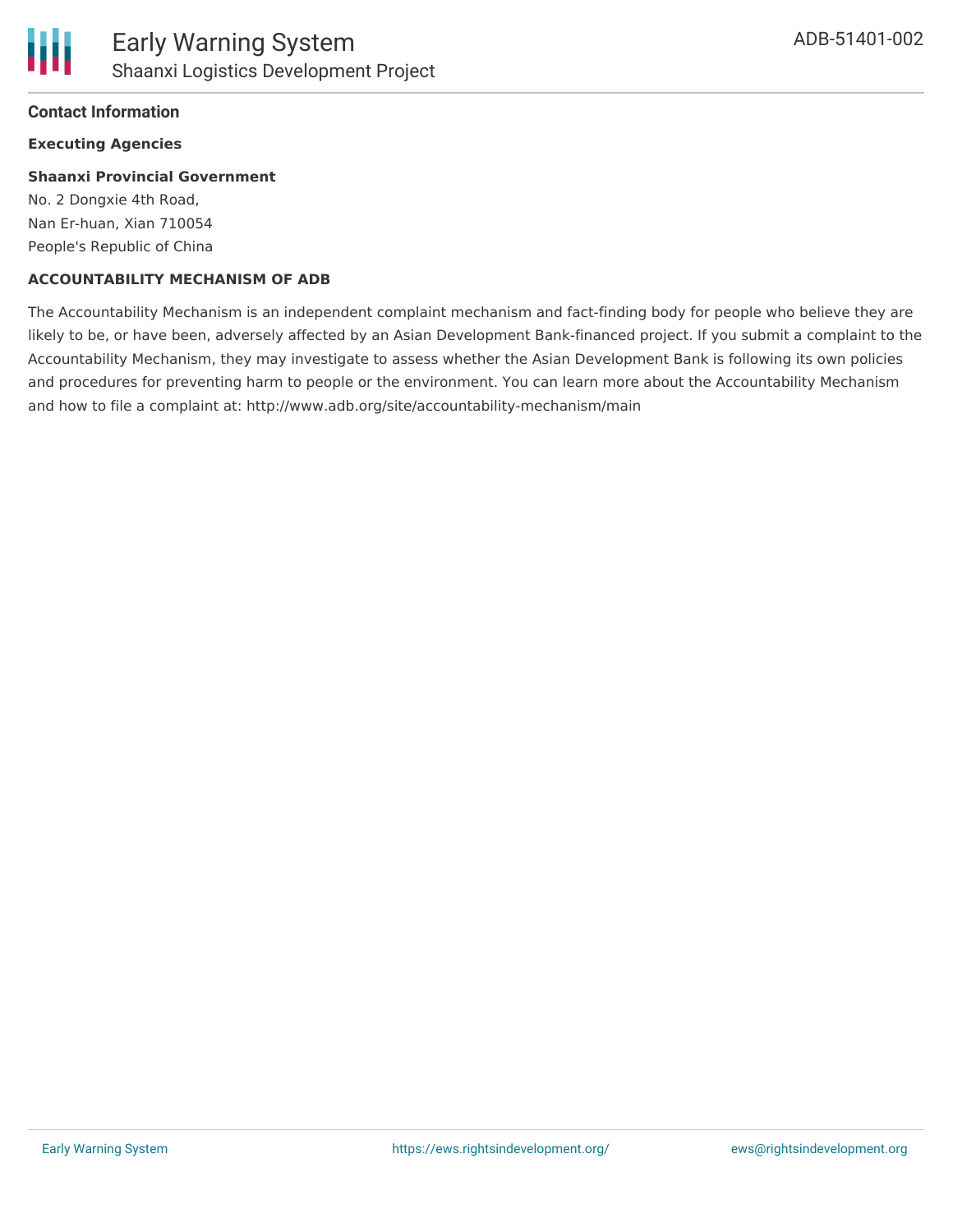## Contact Information

**Executing Agencies**

**Shaanxi Provincial Government**
No. 2 Dongxie 4th Road,
Nan Er-huan, Xian 710054
People's Republic of China

**ACCOUNTABILITY MECHANISM OF ADB**

The Accountability Mechanism is an independent complaint mechanism and fact-finding body for people who believe they are likely to be, or have been, adversely affected by an Asian Development Bank-financed project. If you submit a complaint to the Accountability Mechanism, they may investigate to assess whether the Asian Development Bank is following its own policies and procedures for preventing harm to people or the environment. You can learn more about the Accountability Mechanism and how to file a complaint at: http://www.adb.org/site/accountability-mechanism/main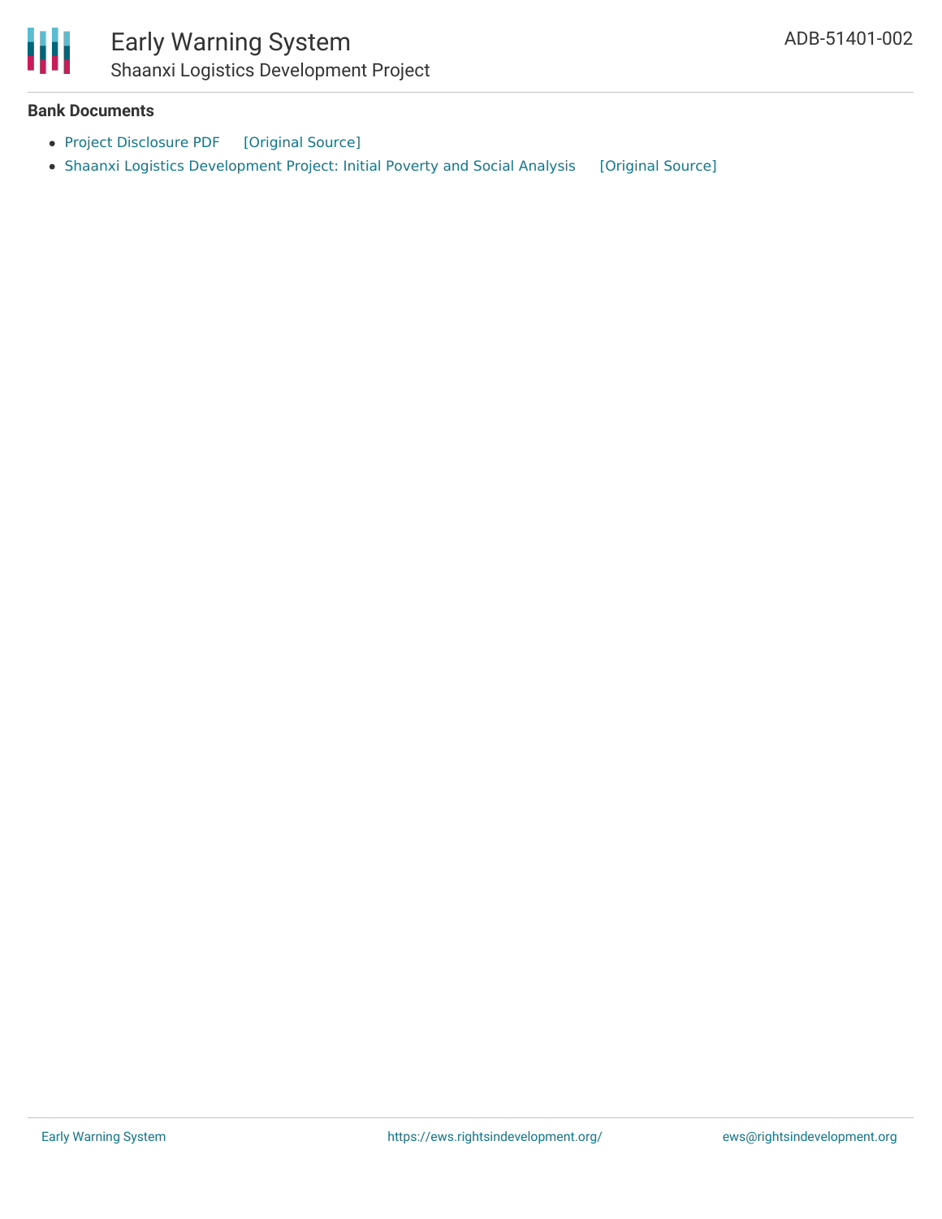**Bank Documents**

- Project Disclosure PDF [Original Source]
- Shaanxi Logistics Development Project: Initial Poverty and Social Analysis [Original Source]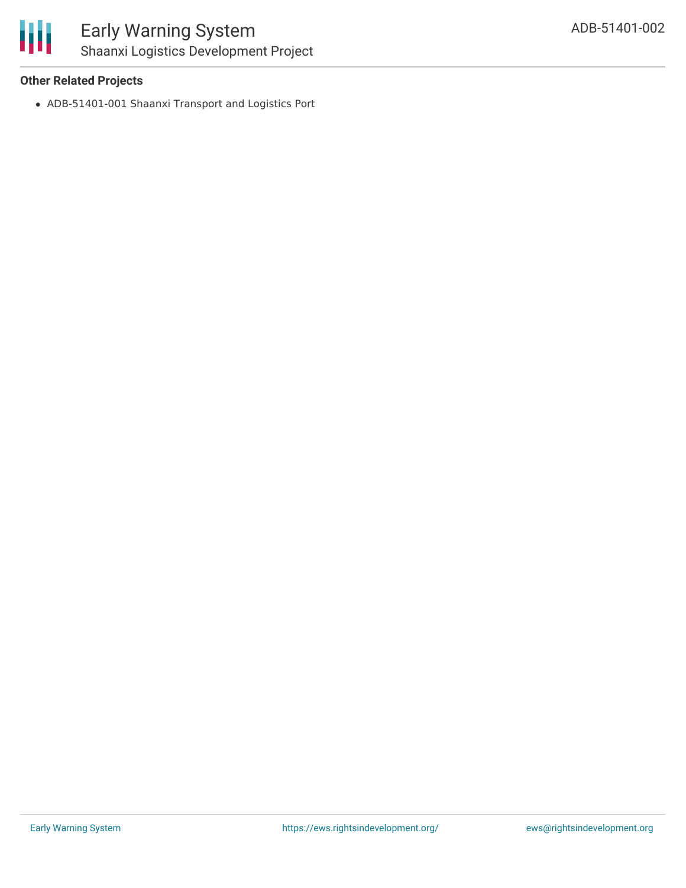**Other Related Projects**

- ADB-51401-001 Shaanxi Transport and Logistics Port